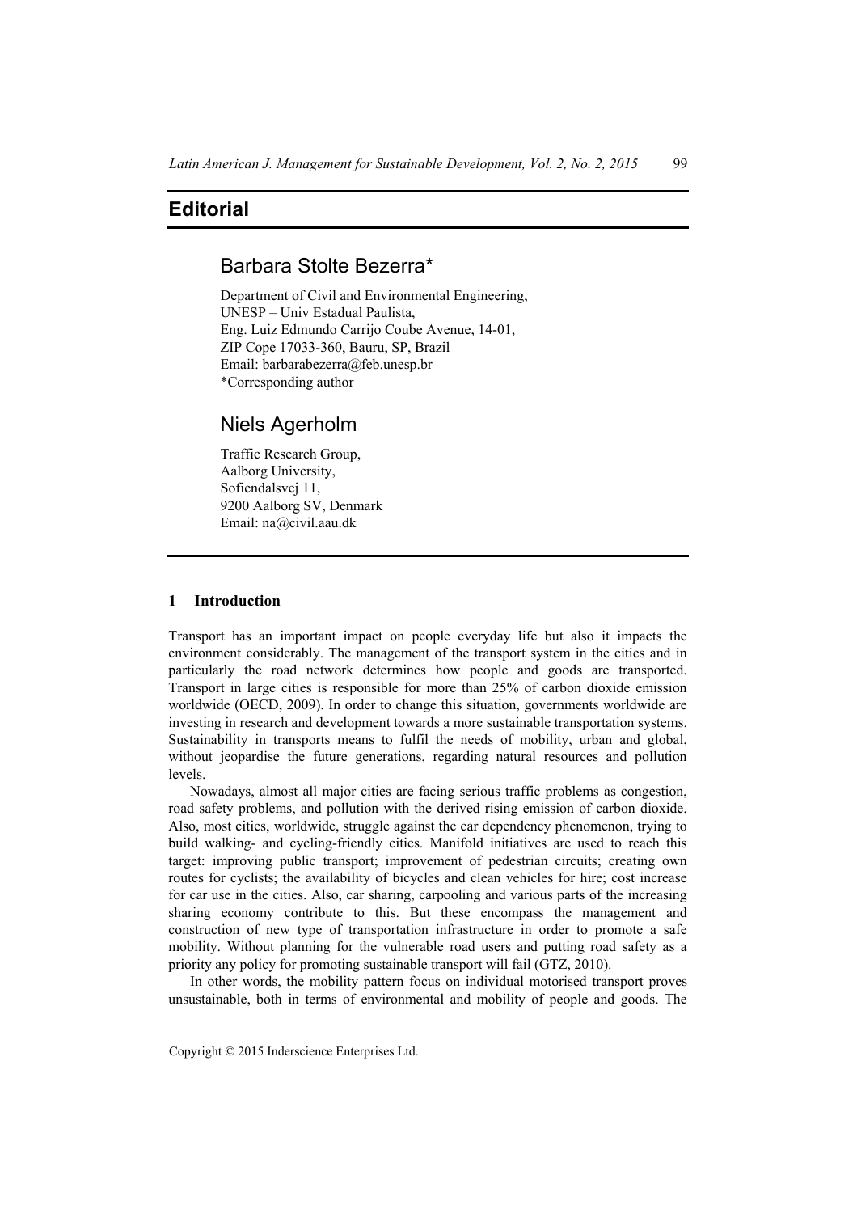# Editorial

## Barbara Stolte Bezerra*

Department of Civil and Environmental Engineering,
UNESP – Univ Estadual Paulista,
Eng. Luiz Edmundo Carrijo Coube Avenue, 14-01,
ZIP Cope 17033-360, Bauru, SP, Brazil
Email: barbarabezerra@feb.unesp.br
*Corresponding author

## Niels Agerholm

Traffic Research Group,
Aalborg University,
Sofiendalsvej 11,
9200 Aalborg SV, Denmark
Email: na@civil.aau.dk

## 1 Introduction

Transport has an important impact on people everyday life but also it impacts the environment considerably. The management of the transport system in the cities and in particularly the road network determines how people and goods are transported. Transport in large cities is responsible for more than 25% of carbon dioxide emission worldwide (OECD, 2009). In order to change this situation, governments worldwide are investing in research and development towards a more sustainable transportation systems. Sustainability in transports means to fulfil the needs of mobility, urban and global, without jeopardise the future generations, regarding natural resources and pollution levels.

Nowadays, almost all major cities are facing serious traffic problems as congestion, road safety problems, and pollution with the derived rising emission of carbon dioxide. Also, most cities, worldwide, struggle against the car dependency phenomenon, trying to build walking- and cycling-friendly cities. Manifold initiatives are used to reach this target: improving public transport; improvement of pedestrian circuits; creating own routes for cyclists; the availability of bicycles and clean vehicles for hire; cost increase for car use in the cities. Also, car sharing, carpooling and various parts of the increasing sharing economy contribute to this. But these encompass the management and construction of new type of transportation infrastructure in order to promote a safe mobility. Without planning for the vulnerable road users and putting road safety as a priority any policy for promoting sustainable transport will fail (GTZ, 2010).

In other words, the mobility pattern focus on individual motorised transport proves unsustainable, both in terms of environmental and mobility of people and goods. The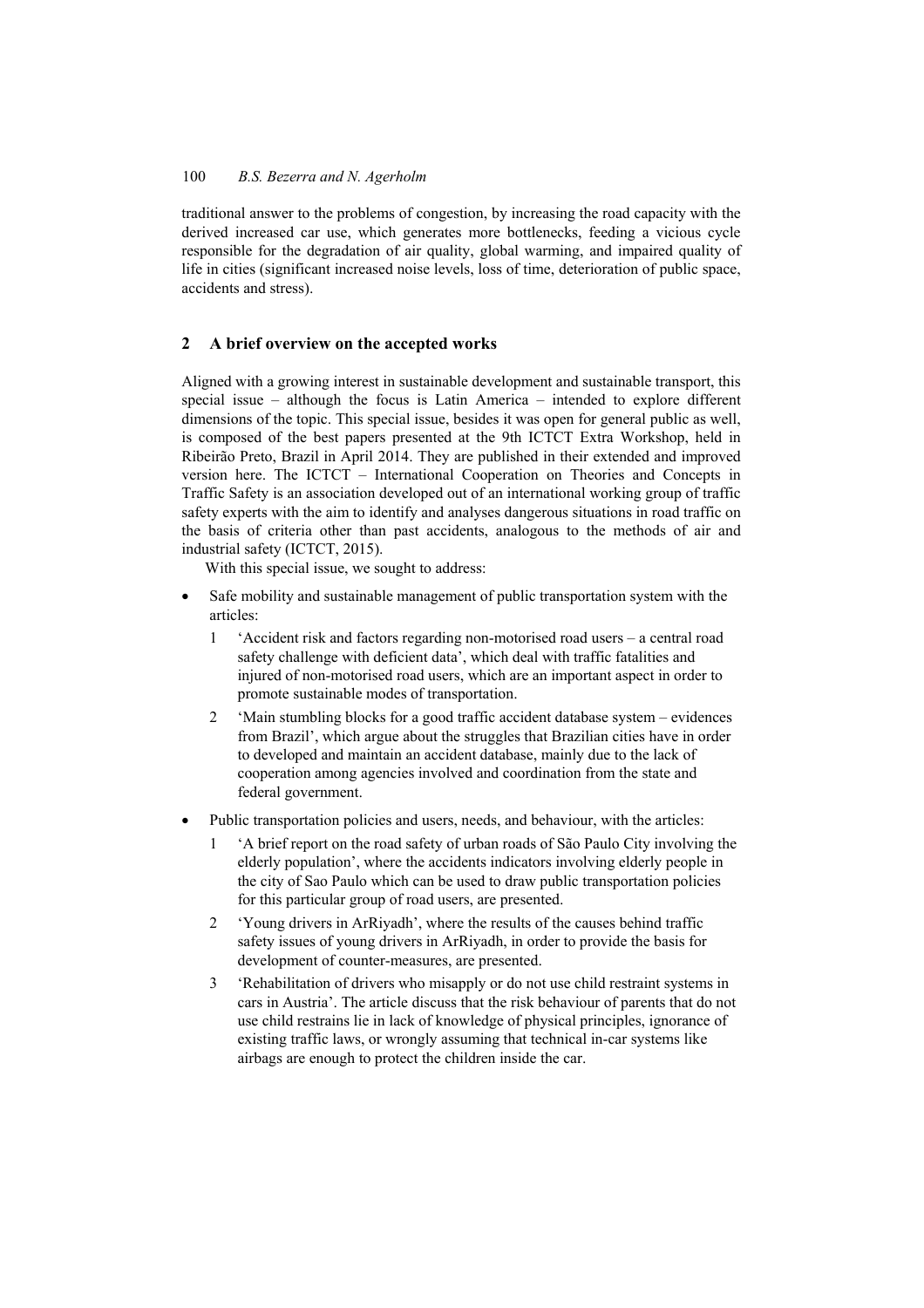traditional answer to the problems of congestion, by increasing the road capacity with the derived increased car use, which generates more bottlenecks, feeding a vicious cycle responsible for the degradation of air quality, global warming, and impaired quality of life in cities (significant increased noise levels, loss of time, deterioration of public space, accidents and stress).

## 2 A brief overview on the accepted works

Aligned with a growing interest in sustainable development and sustainable transport, this special issue – although the focus is Latin America – intended to explore different dimensions of the topic. This special issue, besides it was open for general public as well, is composed of the best papers presented at the 9th ICTCT Extra Workshop, held in Ribeirão Preto, Brazil in April 2014. They are published in their extended and improved version here. The ICTCT – International Cooperation on Theories and Concepts in Traffic Safety is an association developed out of an international working group of traffic safety experts with the aim to identify and analyses dangerous situations in road traffic on the basis of criteria other than past accidents, analogous to the methods of air and industrial safety (ICTCT, 2015).

With this special issue, we sought to address:

- Safe mobility and sustainable management of public transportation system with the articles:
  1. 'Accident risk and factors regarding non-motorised road users – a central road safety challenge with deficient data', which deal with traffic fatalities and injured of non-motorised road users, which are an important aspect in order to promote sustainable modes of transportation.
  2. 'Main stumbling blocks for a good traffic accident database system – evidences from Brazil', which argue about the struggles that Brazilian cities have in order to developed and maintain an accident database, mainly due to the lack of cooperation among agencies involved and coordination from the state and federal government.
- Public transportation policies and users, needs, and behaviour, with the articles:
  1. 'A brief report on the road safety of urban roads of São Paulo City involving the elderly population', where the accidents indicators involving elderly people in the city of Sao Paulo which can be used to draw public transportation policies for this particular group of road users, are presented.
  2. 'Young drivers in ArRiyadh', where the results of the causes behind traffic safety issues of young drivers in ArRiyadh, in order to provide the basis for development of counter-measures, are presented.
  3. 'Rehabilitation of drivers who misapply or do not use child restraint systems in cars in Austria'. The article discuss that the risk behaviour of parents that do not use child restrains lie in lack of knowledge of physical principles, ignorance of existing traffic laws, or wrongly assuming that technical in-car systems like airbags are enough to protect the children inside the car.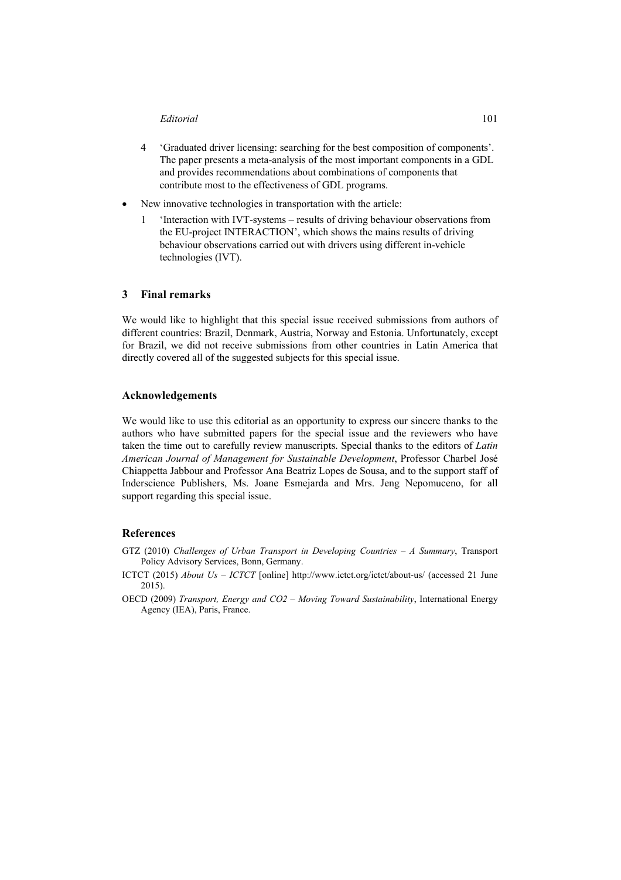4 'Graduated driver licensing: searching for the best composition of components'. The paper presents a meta-analysis of the most important components in a GDL and provides recommendations about combinations of components that contribute most to the effectiveness of GDL programs.

- New innovative technologies in transportation with the article:

  1 'Interaction with IVT-systems – results of driving behaviour observations from the EU-project INTERACTION', which shows the mains results of driving behaviour observations carried out with drivers using different in-vehicle technologies (IVT).

## 3 Final remarks

We would like to highlight that this special issue received submissions from authors of different countries: Brazil, Denmark, Austria, Norway and Estonia. Unfortunately, except for Brazil, we did not receive submissions from other countries in Latin America that directly covered all of the suggested subjects for this special issue.

## Acknowledgements

We would like to use this editorial as an opportunity to express our sincere thanks to the authors who have submitted papers for the special issue and the reviewers who have taken the time out to carefully review manuscripts. Special thanks to the editors of *Latin American Journal of Management for Sustainable Development*, Professor Charbel José Chiappetta Jabbour and Professor Ana Beatriz Lopes de Sousa, and to the support staff of Inderscience Publishers, Ms. Joane Esmejarda and Mrs. Jeng Nepomuceno, for all support regarding this special issue.

## References

GTZ (2010) *Challenges of Urban Transport in Developing Countries – A Summary*, Transport Policy Advisory Services, Bonn, Germany.

ICTCT (2015) *About Us – ICTCT* [online] http://www.ictct.org/ictct/about-us/ (accessed 21 June 2015).

OECD (2009) *Transport, Energy and CO2 – Moving Toward Sustainability*, International Energy Agency (IEA), Paris, France.